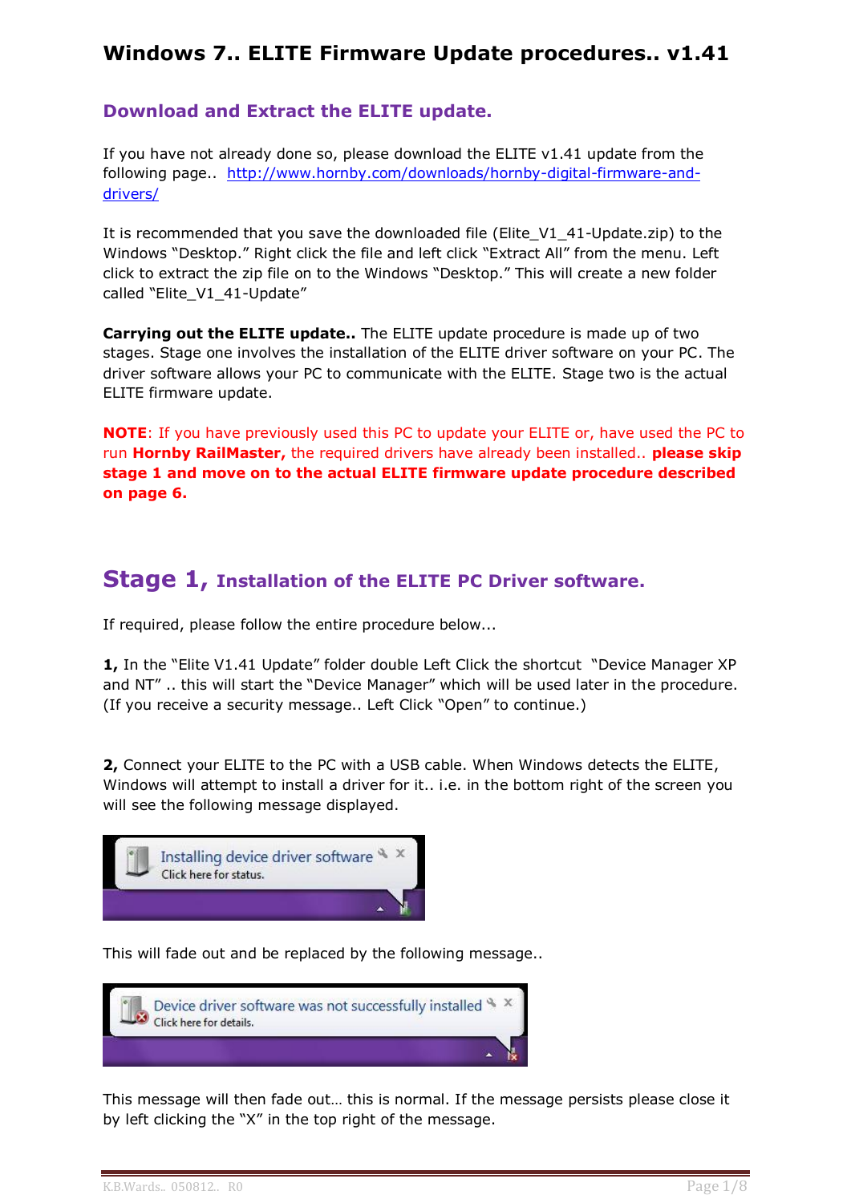# Windows 7.. ELITE Firmware Update procedures.. v1.41

## Download and Extract the ELITE update.

If you have not already done so, please download the ELITE v1.41 update from the following page.. http://www.hornby.com/downloads/hornby-digital-firmware-and-drivers/

It is recommended that you save the downloaded file (Elite_V1_41-Update.zip) to the Windows "Desktop." Right click the file and left click "Extract All" from the menu. Left click to extract the zip file on to the Windows "Desktop." This will create a new folder called "Elite_V1_41-Update"

**Carrying out the ELITE update..** The ELITE update procedure is made up of two stages. Stage one involves the installation of the ELITE driver software on your PC. The driver software allows your PC to communicate with the ELITE. Stage two is the actual ELITE firmware update.

**NOTE**: If you have previously used this PC to update your ELITE or, have used the PC to run **Hornby RailMaster,** the required drivers have already been installed.. **please skip stage 1 and move on to the actual ELITE firmware update procedure described on page 6.**

## Stage 1, Installation of the ELITE PC Driver software.

If required, please follow the entire procedure below...

**1,** In the "Elite V1.41 Update" folder double Left Click the shortcut "Device Manager XP and NT" .. this will start the "Device Manager" which will be used later in the procedure. (If you receive a security message.. Left Click "Open" to continue.)

**2,** Connect your ELITE to the PC with a USB cable. When Windows detects the ELITE, Windows will attempt to install a driver for it.. i.e. in the bottom right of the screen you will see the following message displayed.

Installing device driver software
Click here for status.

This will fade out and be replaced by the following message..

Device driver software was not successfully installed
Click here for details.

This message will then fade out… this is normal. If the message persists please close it by left clicking the "X" in the top right of the message.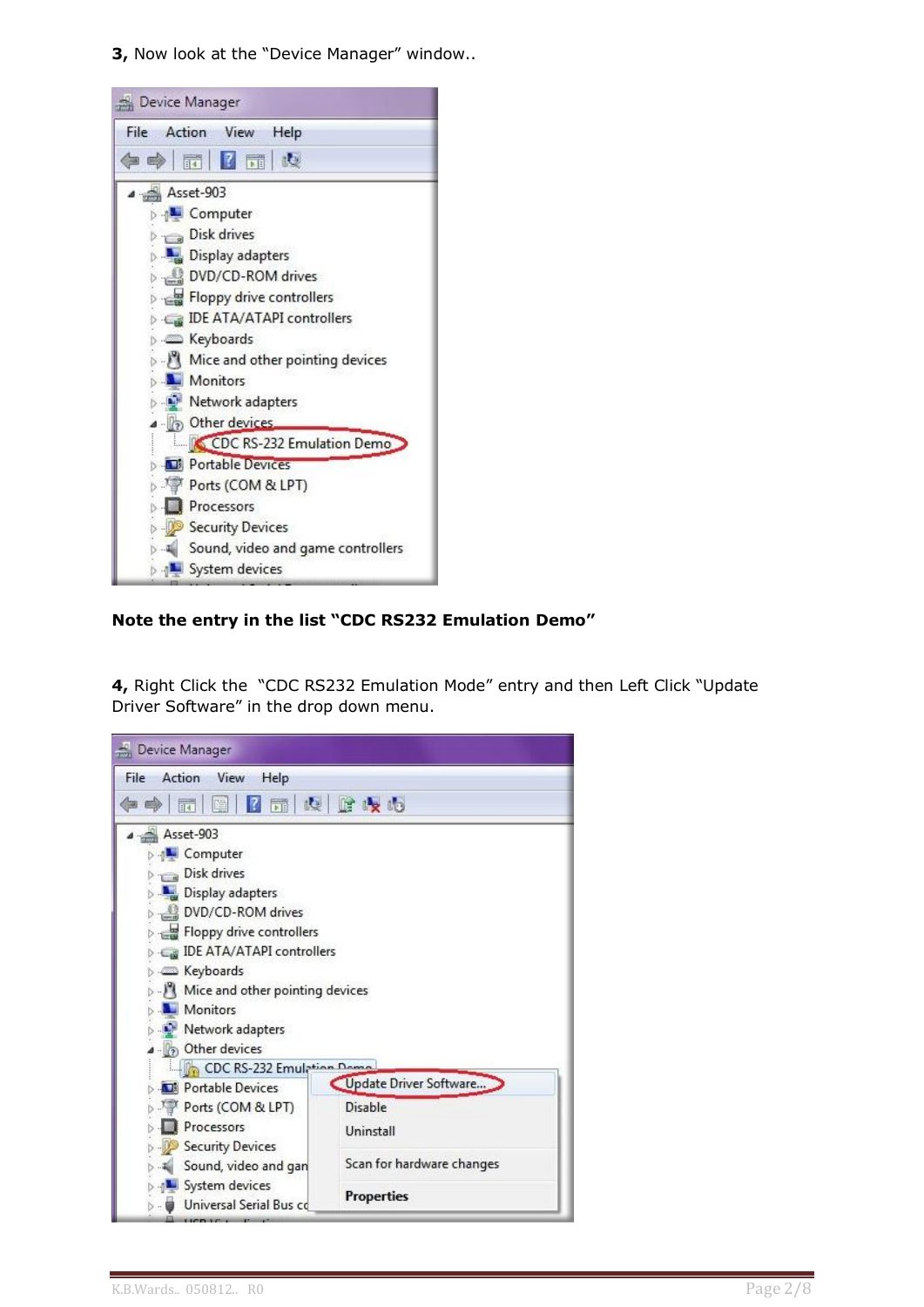**3,** Now look at the "Device Manager" window..

**Note the entry in the list "CDC RS232 Emulation Demo"**

**4,** Right Click the "CDC RS232 Emulation Mode" entry and then Left Click "Update Driver Software" in the drop down menu.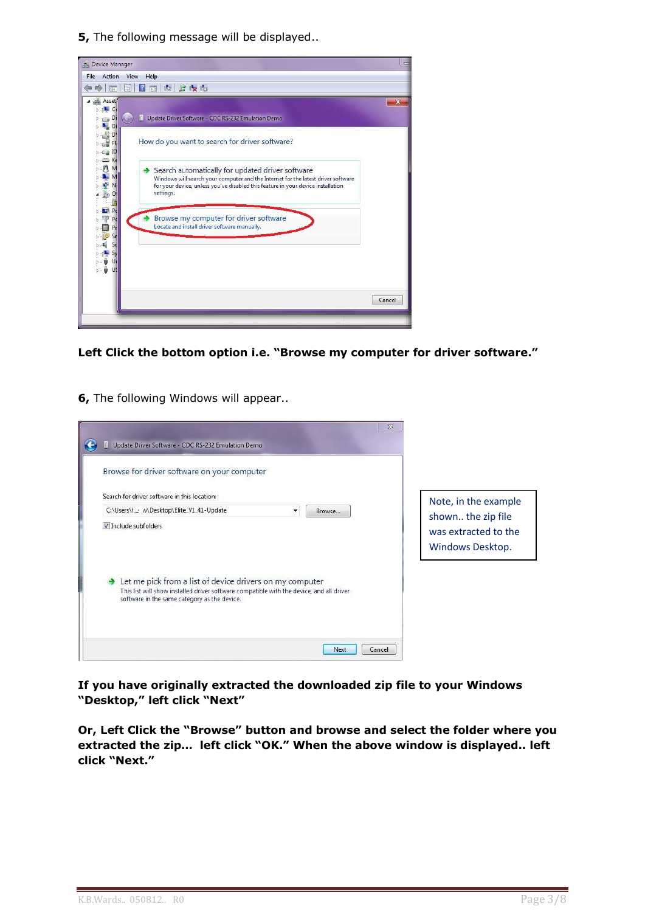**5,** The following message will be displayed..

**Left Click the bottom option i.e. "Browse my computer for driver software."**

**6,** The following Windows will appear..

Note, in the example shown.. the zip file was extracted to the Windows Desktop.

**If you have originally extracted the downloaded zip file to your Windows "Desktop," left click "Next"**

**Or, Left Click the "Browse" button and browse and select the folder where you extracted the zip... left click "OK." When the above window is displayed.. left click "Next."**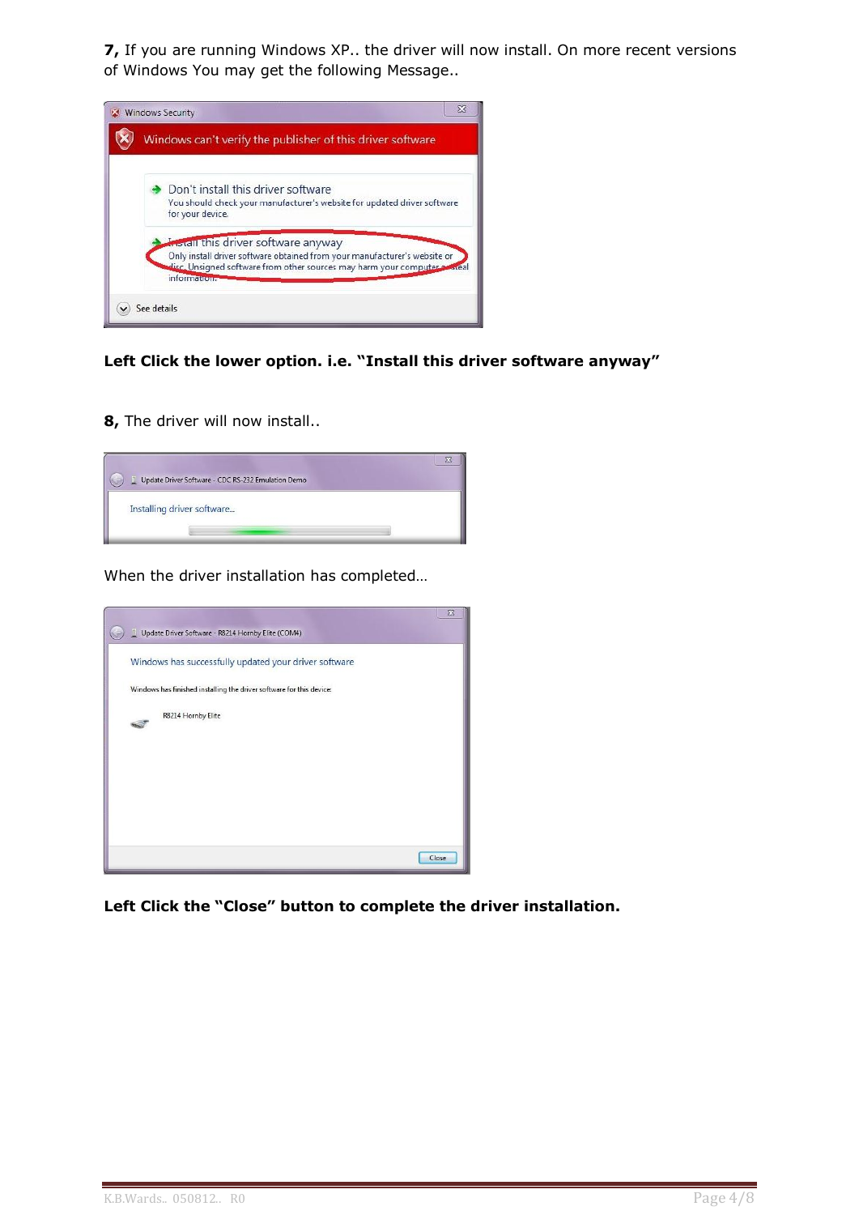**7,** If you are running Windows XP.. the driver will now install. On more recent versions of Windows You may get the following Message..

**Left Click the lower option. i.e. "Install this driver software anyway"**

**8,** The driver will now install..

When the driver installation has completed…

**Left Click the "Close" button to complete the driver installation.**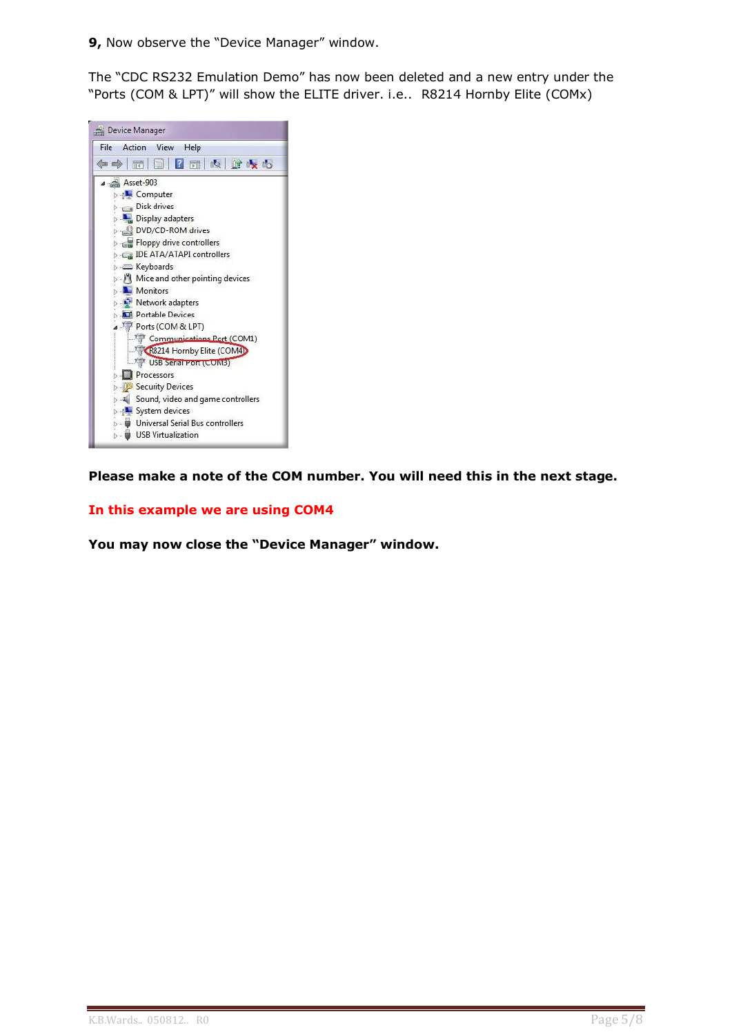**9,** Now observe the “Device Manager” window.

The “CDC RS232 Emulation Demo” has now been deleted and a new entry under the “Ports (COM & LPT)” will show the ELITE driver. i.e.. R8214 Hornby Elite (COMx)

**Please make a note of the COM number. You will need this in the next stage.**

**In this example we are using COM4**

**You may now close the “Device Manager” window.**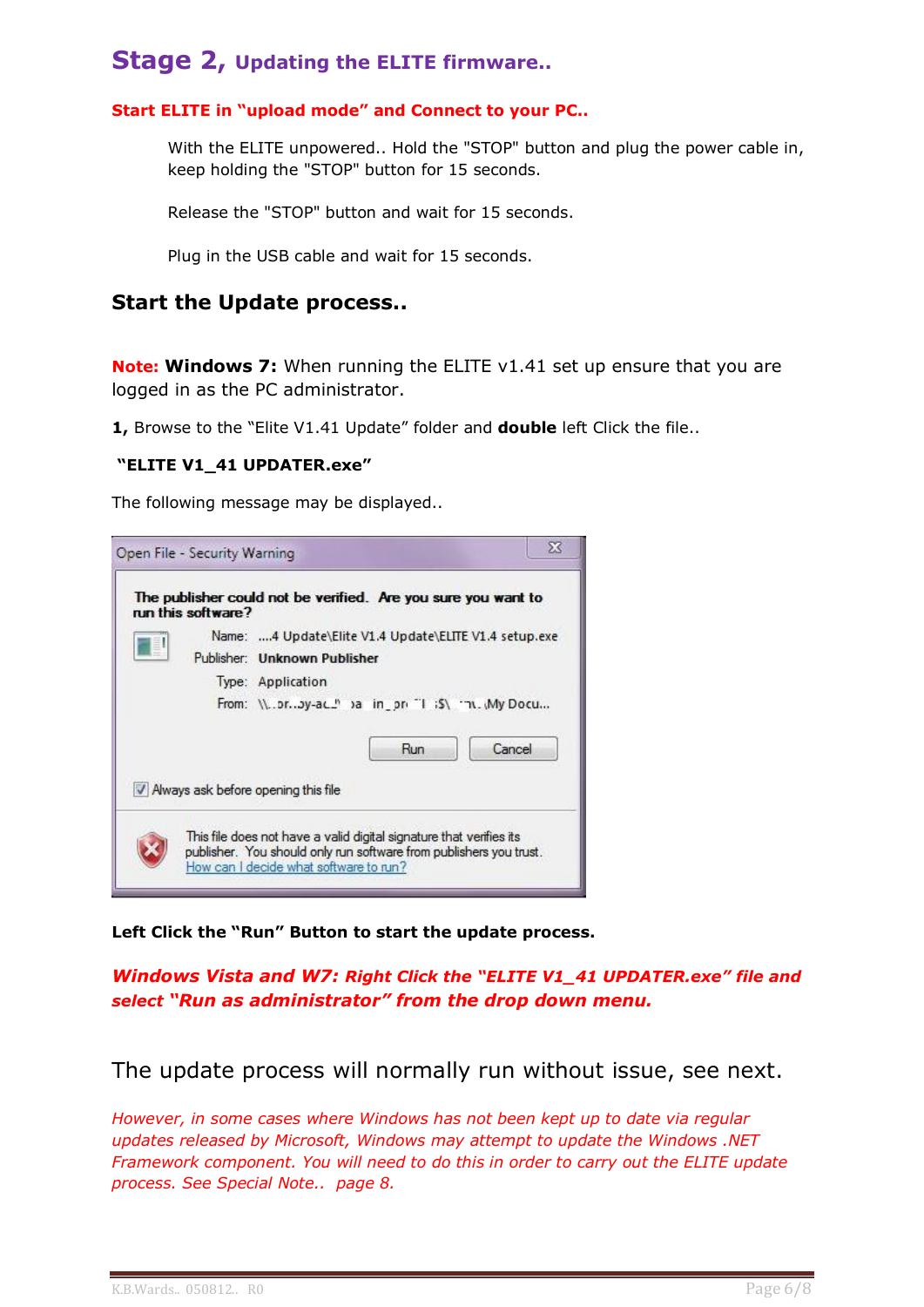# Stage 2, Updating the ELITE firmware..

**Start ELITE in "upload mode" and Connect to your PC..**

With the ELITE unpowered.. Hold the "STOP" button and plug the power cable in, keep holding the "STOP" button for 15 seconds.

Release the "STOP" button and wait for 15 seconds.

Plug in the USB cable and wait for 15 seconds.

## Start the Update process..

**Note: Windows 7:** When running the ELITE v1.41 set up ensure that you are logged in as the PC administrator.

**1,** Browse to the "Elite V1.41 Update" folder and **double** left Click the file..

**"ELITE V1_41 UPDATER.exe"**

The following message may be displayed..

**Left Click the "Run" Button to start the update process.**

***Windows Vista and W7: Right Click the "ELITE V1_41 UPDATER.exe" file and select "Run as administrator" from the drop down menu.***

The update process will normally run without issue, see next.

*However, in some cases where Windows has not been kept up to date via regular updates released by Microsoft, Windows may attempt to update the Windows .NET Framework component. You will need to do this in order to carry out the ELITE update process. See Special Note.. page 8.*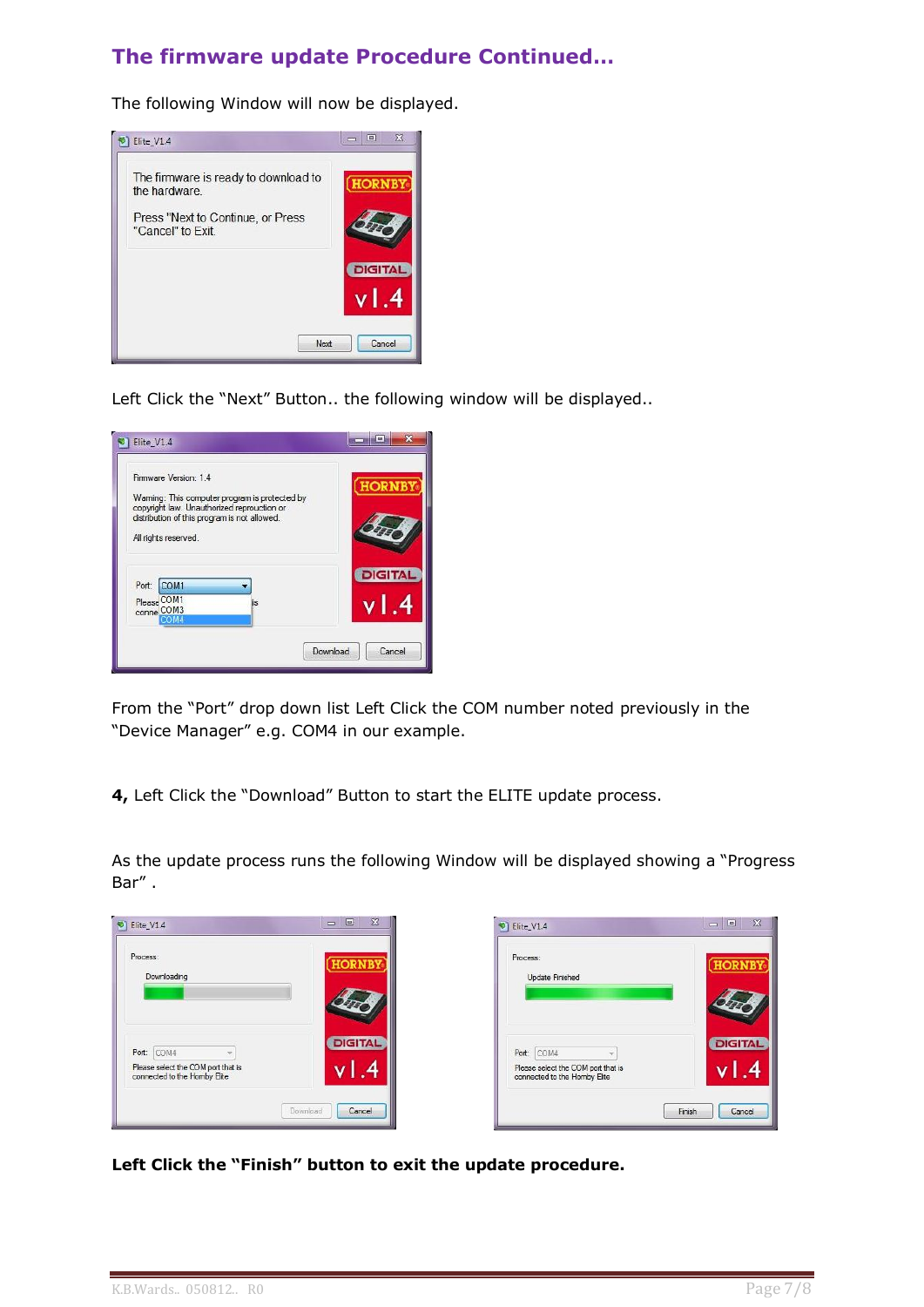## The firmware update Procedure Continued…

The following Window will now be displayed.

Left Click the "Next" Button.. the following window will be displayed..

From the "Port" drop down list Left Click the COM number noted previously in the "Device Manager" e.g. COM4 in our example.

**4,** Left Click the "Download" Button to start the ELITE update process.

As the update process runs the following Window will be displayed showing a "Progress Bar" .

**Left Click the "Finish" button to exit the update procedure.**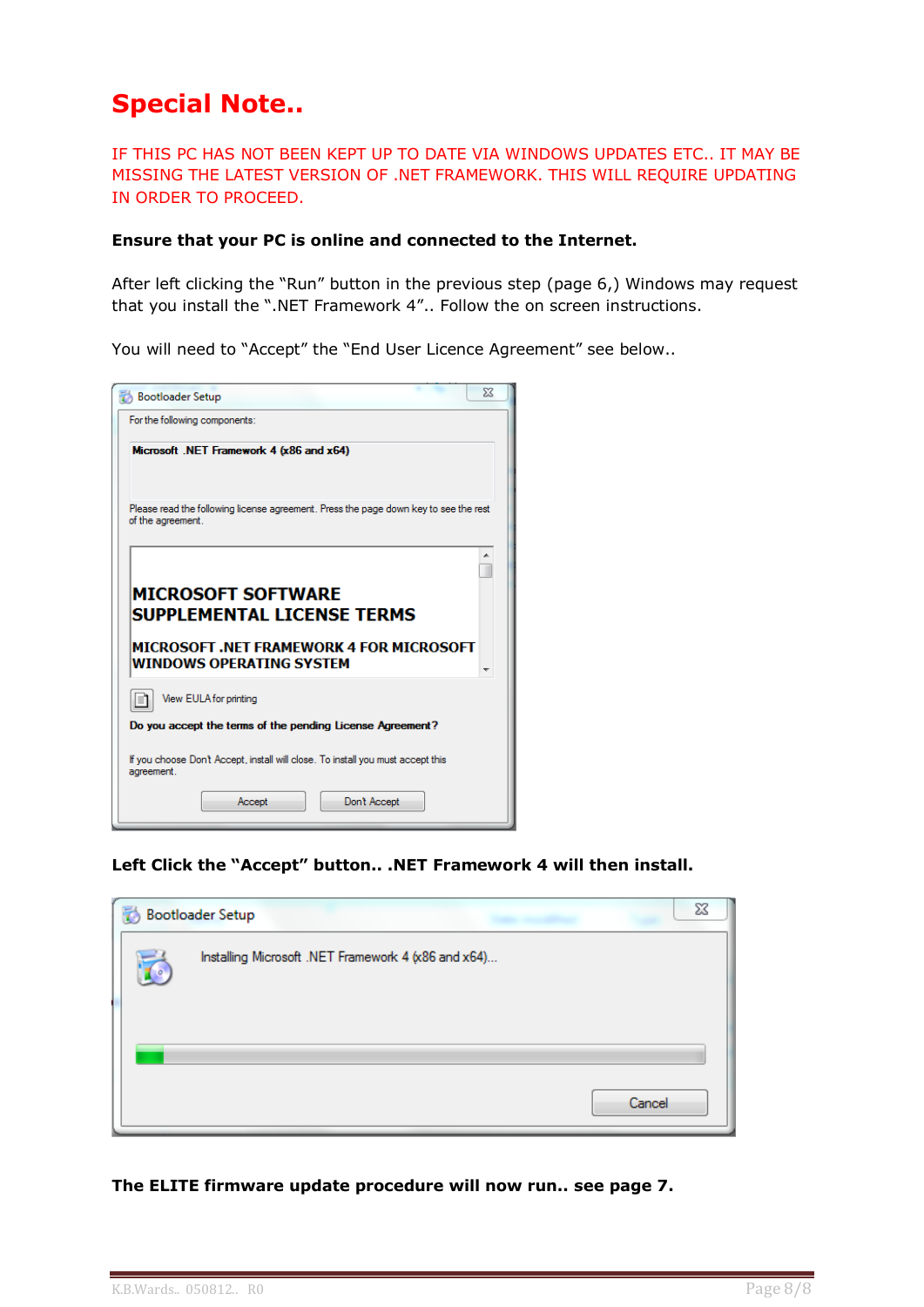# Special Note..

IF THIS PC HAS NOT BEEN KEPT UP TO DATE VIA WINDOWS UPDATES ETC.. IT MAY BE MISSING THE LATEST VERSION OF .NET FRAMEWORK. THIS WILL REQUIRE UPDATING IN ORDER TO PROCEED.

**Ensure that your PC is online and connected to the Internet.**

After left clicking the “Run” button in the previous step (page 6,) Windows may request that you install the “.NET Framework 4”.. Follow the on screen instructions.

You will need to “Accept” the “End User Licence Agreement” see below..

Bootloader Setup

For the following components:

Microsoft .NET Framework 4 (x86 and x64)

Please read the following license agreement. Press the page down key to see the rest of the agreement.

MICROSOFT SOFTWARE SUPPLEMENTAL LICENSE TERMS

MICROSOFT .NET FRAMEWORK 4 FOR MICROSOFT WINDOWS OPERATING SYSTEM

View EULA for printing

Do you accept the terms of the pending License Agreement?

If you choose Don't Accept, install will close. To install you must accept this agreement.

Accept Don't Accept

**Left Click the “Accept” button.. .NET Framework 4 will then install.**

Bootloader Setup

Installing Microsoft .NET Framework 4 (x86 and x64)...

Cancel

**The ELITE firmware update procedure will now run.. see page 7.**

K.B.Wards.. 050812.. R0